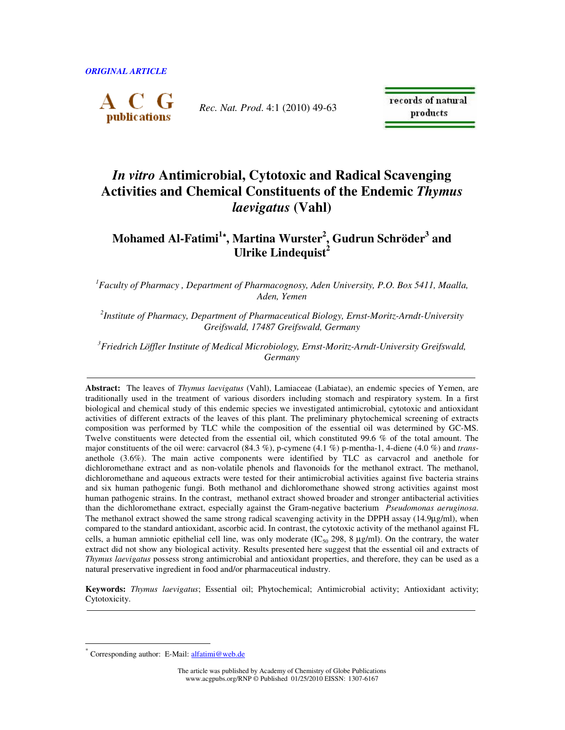*ORIGINAL ARTICLE*

# *In vitro* Antimicrobial, Cytotoxic and Radical Scavenging Activities and Chemical Constituents of the Endemic *Thymus laevigatus* (Vahl)

## Mohamed Al-Fatimi[1*], Martina Wurster[2], Gudrun Schröder[3] and Ulrike Lindequist[2]

[1]*Faculty of Pharmacy , Department of Pharmacognosy, Aden University, P.O. Box 5411, Maalla, Aden, Yemen*

[2]*Institute of Pharmacy, Department of Pharmaceutical Biology, Ernst-Moritz-Arndt-University Greifswald, 17487 Greifswald, Germany*

[3]*Friedrich Löffler Institute of Medical Microbiology, Ernst-Moritz-Arndt-University Greifswald, Germany*

---

**Abstract:** The leaves of *Thymus laevigatus* (Vahl), Lamiaceae (Labiatae), an endemic species of Yemen, are traditionally used in the treatment of various disorders including stomach and respiratory system. In a first biological and chemical study of this endemic species we investigated antimicrobial, cytotoxic and antioxidant activities of different extracts of the leaves of this plant. The preliminary phytochemical screening of extracts composition was performed by TLC while the composition of the essential oil was determined by GC-MS. Twelve constituents were detected from the essential oil, which constituted 99.6 % of the total amount. The major constituents of the oil were: carvacrol (84.3 %), p-cymene (4.1 %) p-mentha-1, 4-diene (4.0 %) and *trans*-anethole (3.6%). The main active components were identified by TLC as carvacrol and anethole for dichloromethane extract and as non-volatile phenols and flavonoids for the methanol extract. The methanol, dichloromethane and aqueous extracts were tested for their antimicrobial activities against five bacteria strains and six human pathogenic fungi. Both methanol and dichloromethane showed strong activities against most human pathogenic strains. In the contrast, methanol extract showed broader and stronger antibacterial activities than the dichloromethane extract, especially against the Gram-negative bacterium *Pseudomonas aeruginosa*. The methanol extract showed the same strong radical scavenging activity in the DPPH assay (14.9µg/ml), when compared to the standard antioxidant, ascorbic acid. In contrast, the cytotoxic activity of the methanol against FL cells, a human amniotic epithelial cell line, was only moderate ($IC_{50}$ 298, 8 µg/ml). On the contrary, the water extract did not show any biological activity. Results presented here suggest that the essential oil and extracts of *Thymus laevigatus* possess strong antimicrobial and antioxidant properties, and therefore, they can be used as a natural preservative ingredient in food and/or pharmaceutical industry.

**Keywords:** *Thymus laevigatus*; Essential oil; Phytochemical; Antimicrobial activity; Antioxidant activity; Cytotoxicity.

---

[*] Corresponding author: E-Mail: alfatimi@web.de

The article was published by Academy of Chemistry of Globe Publications
www.acgpubs.org/RNP © Published 01/25/2010 EISSN: 1307-6167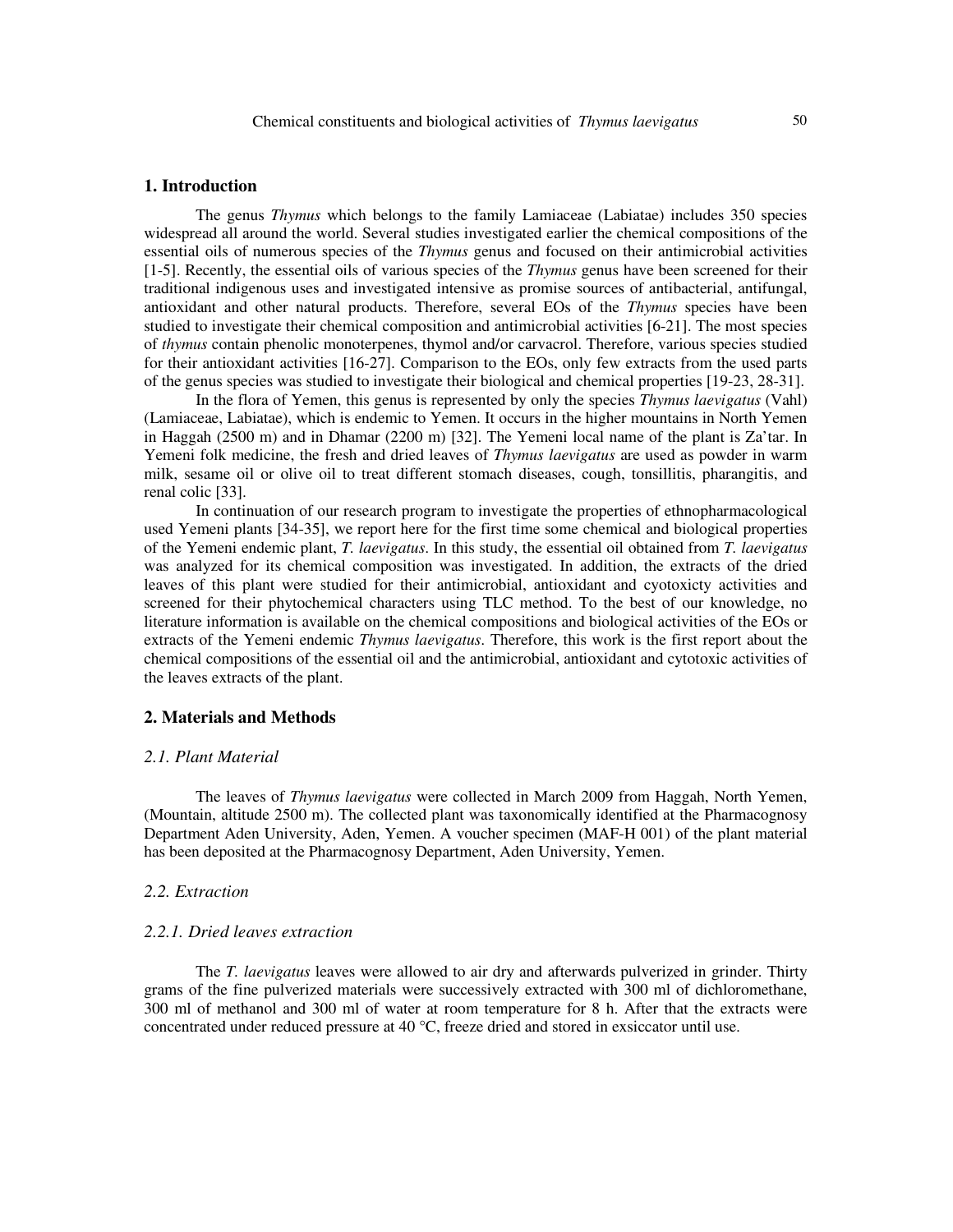## 1. Introduction

The genus *Thymus* which belongs to the family Lamiaceae (Labiatae) includes 350 species widespread all around the world. Several studies investigated earlier the chemical compositions of the essential oils of numerous species of the *Thymus* genus and focused on their antimicrobial activities [1-5]. Recently, the essential oils of various species of the *Thymus* genus have been screened for their traditional indigenous uses and investigated intensive as promise sources of antibacterial, antifungal, antioxidant and other natural products. Therefore, several EOs of the *Thymus* species have been studied to investigate their chemical composition and antimicrobial activities [6-21]. The most species of *thymus* contain phenolic monoterpenes, thymol and/or carvacrol. Therefore, various species studied for their antioxidant activities [16-27]. Comparison to the EOs, only few extracts from the used parts of the genus species was studied to investigate their biological and chemical properties [19-23, 28-31].

In the flora of Yemen, this genus is represented by only the species *Thymus laevigatus* (Vahl) (Lamiaceae, Labiatae), which is endemic to Yemen. It occurs in the higher mountains in North Yemen in Haggah (2500 m) and in Dhamar (2200 m) [32]. The Yemeni local name of the plant is Za'tar. In Yemeni folk medicine, the fresh and dried leaves of *Thymus laevigatus* are used as powder in warm milk, sesame oil or olive oil to treat different stomach diseases, cough, tonsillitis, pharangitis, and renal colic [33].

In continuation of our research program to investigate the properties of ethnopharmacological used Yemeni plants [34-35], we report here for the first time some chemical and biological properties of the Yemeni endemic plant, *T. laevigatus*. In this study, the essential oil obtained from *T. laevigatus* was analyzed for its chemical composition was investigated. In addition, the extracts of the dried leaves of this plant were studied for their antimicrobial, antioxidant and cyotoxicty activities and screened for their phytochemical characters using TLC method. To the best of our knowledge, no literature information is available on the chemical compositions and biological activities of the EOs or extracts of the Yemeni endemic *Thymus laevigatus*. Therefore, this work is the first report about the chemical compositions of the essential oil and the antimicrobial, antioxidant and cytotoxic activities of the leaves extracts of the plant.

## 2. Materials and Methods

### *2.1. Plant Material*

The leaves of *Thymus laevigatus* were collected in March 2009 from Haggah, North Yemen, (Mountain, altitude 2500 m). The collected plant was taxonomically identified at the Pharmacognosy Department Aden University, Aden, Yemen. A voucher specimen (MAF-H 001) of the plant material has been deposited at the Pharmacognosy Department, Aden University, Yemen.

### *2.2. Extraction*

#### *2.2.1. Dried leaves extraction*

The *T. laevigatus* leaves were allowed to air dry and afterwards pulverized in grinder. Thirty grams of the fine pulverized materials were successively extracted with 300 ml of dichloromethane, 300 ml of methanol and 300 ml of water at room temperature for 8 h. After that the extracts were concentrated under reduced pressure at 40 °C, freeze dried and stored in exsiccator until use.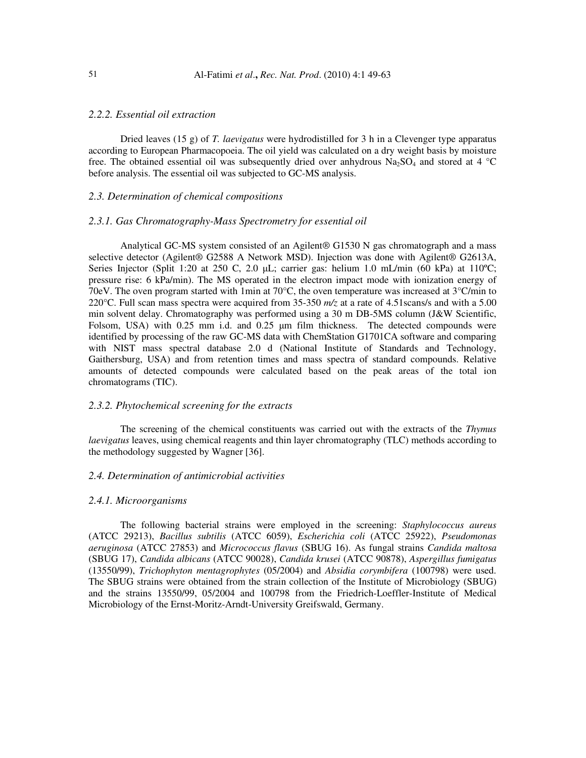### 2.2.2. Essential oil extraction

Dried leaves (15 g) of *T. laevigatus* were hydrodistilled for 3 h in a Clevenger type apparatus according to European Pharmacopoeia. The oil yield was calculated on a dry weight basis by moisture free. The obtained essential oil was subsequently dried over anhydrous $Na_2SO_4$ and stored at 4 °C before analysis. The essential oil was subjected to GC-MS analysis.

## 2.3. Determination of chemical compositions

### 2.3.1. Gas Chromatography-Mass Spectrometry for essential oil

Analytical GC-MS system consisted of an Agilent® G1530 N gas chromatograph and a mass selective detector (Agilent® G2588 A Network MSD). Injection was done with Agilent® G2613A, Series Injector (Split 1:20 at 250 C, 2.0 µL; carrier gas: helium 1.0 mL/min (60 kPa) at 110ºC; pressure rise: 6 kPa/min). The MS operated in the electron impact mode with ionization energy of 70eV. The oven program started with 1min at 70°C, the oven temperature was increased at 3°C/min to 220°C. Full scan mass spectra were acquired from 35-350 *m/z* at a rate of 4.51scans/s and with a 5.00 min solvent delay. Chromatography was performed using a 30 m DB-5MS column (J&W Scientific, Folsom, USA) with 0.25 mm i.d. and 0.25 µm film thickness. The detected compounds were identified by processing of the raw GC-MS data with ChemStation G1701CA software and comparing with NIST mass spectral database 2.0 d (National Institute of Standards and Technology, Gaithersburg, USA) and from retention times and mass spectra of standard compounds. Relative amounts of detected compounds were calculated based on the peak areas of the total ion chromatograms (TIC).

### 2.3.2. Phytochemical screening for the extracts

The screening of the chemical constituents was carried out with the extracts of the *Thymus laevigatus* leaves, using chemical reagents and thin layer chromatography (TLC) methods according to the methodology suggested by Wagner [36].

## 2.4. Determination of antimicrobial activities

### 2.4.1. Microorganisms

The following bacterial strains were employed in the screening: *Staphylococcus aureus* (ATCC 29213), *Bacillus subtilis* (ATCC 6059), *Escherichia coli* (ATCC 25922), *Pseudomonas aeruginosa* (ATCC 27853) and *Micrococcus flavus* (SBUG 16). As fungal strains *Candida maltosa* (SBUG 17), *Candida albicans* (ATCC 90028), *Candida krusei* (ATCC 90878), *Aspergillus fumigatus* (13550/99), *Trichophyton mentagrophytes* (05/2004) and *Absidia corymbifera* (100798) were used. The SBUG strains were obtained from the strain collection of the Institute of Microbiology (SBUG) and the strains 13550/99, 05/2004 and 100798 from the Friedrich-Loeffler-Institute of Medical Microbiology of the Ernst-Moritz-Arndt-University Greifswald, Germany.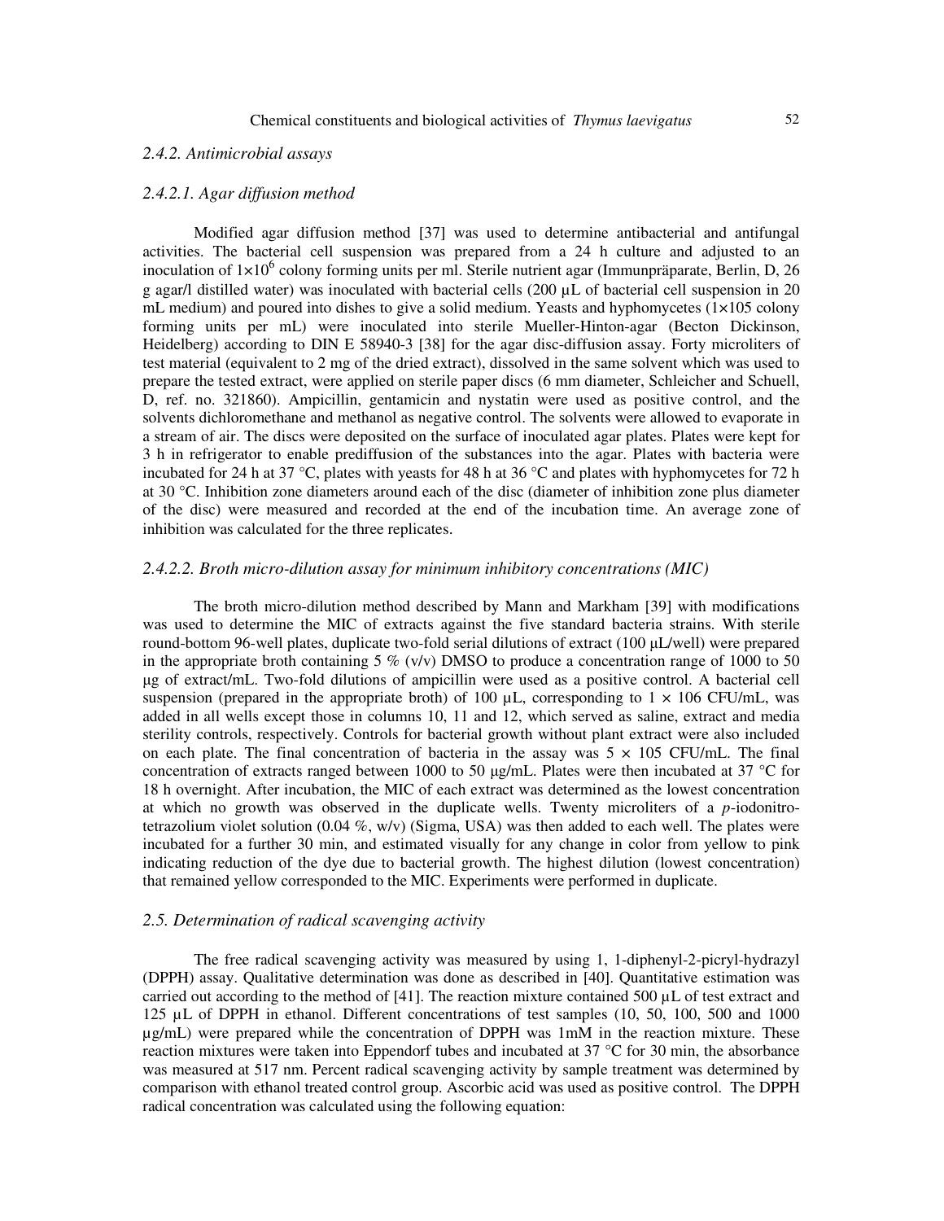### 2.4.2. Antimicrobial assays

#### 2.4.2.1. Agar diffusion method

Modified agar diffusion method [37] was used to determine antibacterial and antifungal activities. The bacterial cell suspension was prepared from a 24 h culture and adjusted to an inoculation of $1\times10^6$ colony forming units per ml. Sterile nutrient agar (Immunpräparate, Berlin, D, 26 g agar/l distilled water) was inoculated with bacterial cells (200 µL of bacterial cell suspension in 20 mL medium) and poured into dishes to give a solid medium. Yeasts and hyphomycetes (1×105 colony forming units per mL) were inoculated into sterile Mueller-Hinton-agar (Becton Dickinson, Heidelberg) according to DIN E 58940-3 [38] for the agar disc-diffusion assay. Forty microliters of test material (equivalent to 2 mg of the dried extract), dissolved in the same solvent which was used to prepare the tested extract, were applied on sterile paper discs (6 mm diameter, Schleicher and Schuell, D, ref. no. 321860). Ampicillin, gentamicin and nystatin were used as positive control, and the solvents dichloromethane and methanol as negative control. The solvents were allowed to evaporate in a stream of air. The discs were deposited on the surface of inoculated agar plates. Plates were kept for 3 h in refrigerator to enable prediffusion of the substances into the agar. Plates with bacteria were incubated for 24 h at 37 °C, plates with yeasts for 48 h at 36 °C and plates with hyphomycetes for 72 h at 30 °C. Inhibition zone diameters around each of the disc (diameter of inhibition zone plus diameter of the disc) were measured and recorded at the end of the incubation time. An average zone of inhibition was calculated for the three replicates.

#### 2.4.2.2. Broth micro-dilution assay for minimum inhibitory concentrations (MIC)

The broth micro-dilution method described by Mann and Markham [39] with modifications was used to determine the MIC of extracts against the five standard bacteria strains. With sterile round-bottom 96-well plates, duplicate two-fold serial dilutions of extract (100 µL/well) were prepared in the appropriate broth containing 5 % (v/v) DMSO to produce a concentration range of 1000 to 50 µg of extract/mL. Two-fold dilutions of ampicillin were used as a positive control. A bacterial cell suspension (prepared in the appropriate broth) of 100 µL, corresponding to 1 × 106 CFU/mL, was added in all wells except those in columns 10, 11 and 12, which served as saline, extract and media sterility controls, respectively. Controls for bacterial growth without plant extract were also included on each plate. The final concentration of bacteria in the assay was 5 × 105 CFU/mL. The final concentration of extracts ranged between 1000 to 50 µg/mL. Plates were then incubated at 37 °C for 18 h overnight. After incubation, the MIC of each extract was determined as the lowest concentration at which no growth was observed in the duplicate wells. Twenty microliters of a *p*-iodonitro-tetrazolium violet solution (0.04 %, w/v) (Sigma, USA) was then added to each well. The plates were incubated for a further 30 min, and estimated visually for any change in color from yellow to pink indicating reduction of the dye due to bacterial growth. The highest dilution (lowest concentration) that remained yellow corresponded to the MIC. Experiments were performed in duplicate.

### 2.5. Determination of radical scavenging activity

The free radical scavenging activity was measured by using 1, 1-diphenyl-2-picryl-hydrazyl (DPPH) assay. Qualitative determination was done as described in [40]. Quantitative estimation was carried out according to the method of [41]. The reaction mixture contained 500 µL of test extract and 125 µL of DPPH in ethanol. Different concentrations of test samples (10, 50, 100, 500 and 1000 µg/mL) were prepared while the concentration of DPPH was 1mM in the reaction mixture. These reaction mixtures were taken into Eppendorf tubes and incubated at 37 °C for 30 min, the absorbance was measured at 517 nm. Percent radical scavenging activity by sample treatment was determined by comparison with ethanol treated control group. Ascorbic acid was used as positive control. The DPPH radical concentration was calculated using the following equation: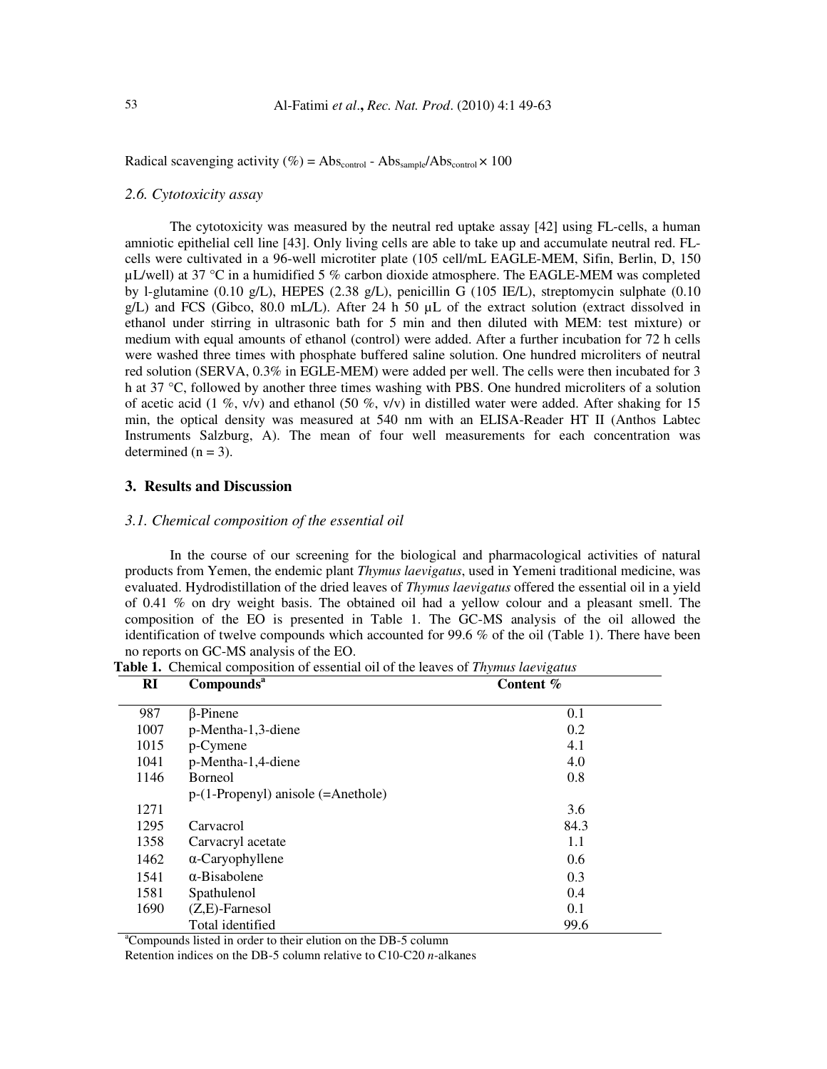Radical scavenging activity (%) = $Abs_{control}$ - $Abs_{sample}$/$Abs_{control}$ × 100

### *2.6. Cytotoxicity assay*

The cytotoxicity was measured by the neutral red uptake assay [42] using FL-cells, a human amniotic epithelial cell line [43]. Only living cells are able to take up and accumulate neutral red. FL-cells were cultivated in a 96-well microtiter plate (105 cell/mL EAGLE-MEM, Sifin, Berlin, D, 150 µL/well) at 37 °C in a humidified 5 % carbon dioxide atmosphere. The EAGLE-MEM was completed by l-glutamine (0.10 g/L), HEPES (2.38 g/L), penicillin G (105 IE/L), streptomycin sulphate (0.10 g/L) and FCS (Gibco, 80.0 mL/L). After 24 h 50 µL of the extract solution (extract dissolved in ethanol under stirring in ultrasonic bath for 5 min and then diluted with MEM: test mixture) or medium with equal amounts of ethanol (control) were added. After a further incubation for 72 h cells were washed three times with phosphate buffered saline solution. One hundred microliters of neutral red solution (SERVA, 0.3% in EGLE-MEM) were added per well. The cells were then incubated for 3 h at 37 °C, followed by another three times washing with PBS. One hundred microliters of a solution of acetic acid (1 %, v/v) and ethanol (50 %, v/v) in distilled water were added. After shaking for 15 min, the optical density was measured at 540 nm with an ELISA-Reader HT II (Anthos Labtec Instruments Salzburg, A). The mean of four well measurements for each concentration was determined (n = 3).

## 3. Results and Discussion

### *3.1. Chemical composition of the essential oil*

In the course of our screening for the biological and pharmacological activities of natural products from Yemen, the endemic plant *Thymus laevigatus*, used in Yemeni traditional medicine, was evaluated. Hydrodistillation of the dried leaves of *Thymus laevigatus* offered the essential oil in a yield of 0.41 % on dry weight basis. The obtained oil had a yellow colour and a pleasant smell. The composition of the EO is presented in Table 1. The GC-MS analysis of the oil allowed the identification of twelve compounds which accounted for 99.6 % of the oil (Table 1). There have been no reports on GC-MS analysis of the EO.

**Table 1.** Chemical composition of essential oil of the leaves of *Thymus laevigatus*

| RI | Compounds[a] | Content % |
|---|---|---|
| 987 | β-Pinene | 0.1 |
| 1007 | p-Mentha-1,3-diene | 0.2 |
| 1015 | p-Cymene | 4.1 |
| 1041 | p-Mentha-1,4-diene | 4.0 |
| 1146 | Borneol | 0.8 |
| 1271 | p-(1-Propenyl) anisole (=Anethole) | 3.6 |
| 1295 | Carvacrol | 84.3 |
| 1358 | Carvacryl acetate | 1.1 |
| 1462 | α-Caryophyllene | 0.6 |
| 1541 | α-Bisabolene | 0.3 |
| 1581 | Spathulenol | 0.4 |
| 1690 | (Z,E)-Farnesol | 0.1 |
| | Total identified | 99.6 |

[a]Compounds listed in order to their elution on the DB-5 column

Retention indices on the DB-5 column relative to C10-C20 *n*-alkanes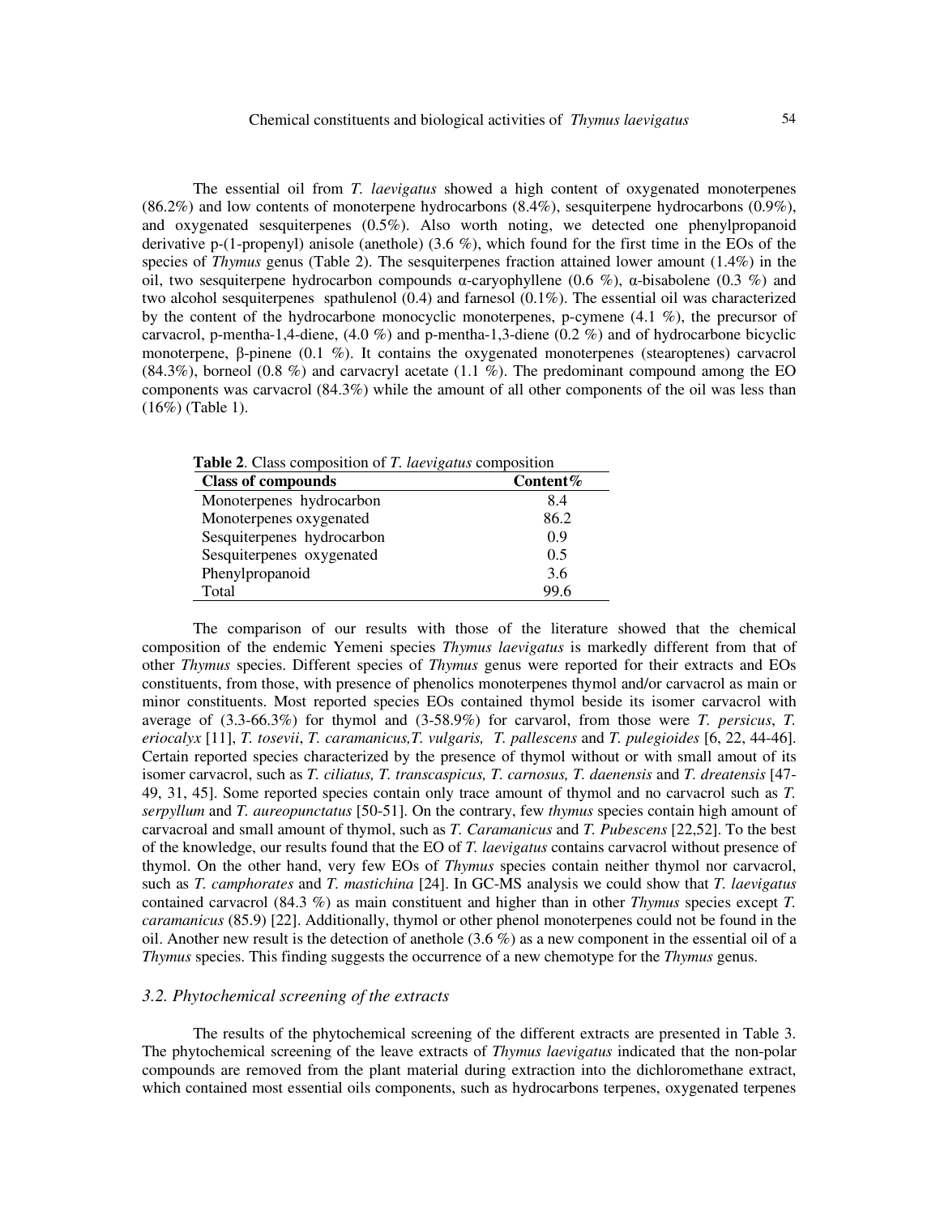The essential oil from *T. laevigatus* showed a high content of oxygenated monoterpenes (86.2%) and low contents of monoterpene hydrocarbons (8.4%), sesquiterpene hydrocarbons (0.9%), and oxygenated sesquiterpenes (0.5%). Also worth noting, we detected one phenylpropanoid derivative p-(1-propenyl) anisole (anethole) (3.6 %), which found for the first time in the EOs of the species of *Thymus* genus (Table 2). The sesquiterpenes fraction attained lower amount (1.4%) in the oil, two sesquiterpene hydrocarbon compounds α-caryophyllene (0.6 %), α-bisabolene (0.3 %) and two alcohol sesquiterpenes spathulenol (0.4) and farnesol (0.1%). The essential oil was characterized by the content of the hydrocarbone monocyclic monoterpenes, p-cymene (4.1 %), the precursor of carvacrol, p-mentha-1,4-diene, (4.0 %) and p-mentha-1,3-diene (0.2 %) and of hydrocarbone bicyclic monoterpene, β-pinene (0.1 %). It contains the oxygenated monoterpenes (stearoptenes) carvacrol (84.3%), borneol (0.8 %) and carvacryl acetate (1.1 %). The predominant compound among the EO components was carvacrol (84.3%) while the amount of all other components of the oil was less than (16%) (Table 1).

**Table 2**. Class composition of *T. laevigatus* composition

| Class of compounds | Content% |
|---|---|
| Monoterpenes hydrocarbon | 8.4 |
| Monoterpenes oxygenated | 86.2 |
| Sesquiterpenes hydrocarbon | 0.9 |
| Sesquiterpenes oxygenated | 0.5 |
| Phenylpropanoid | 3.6 |
| Total | 99.6 |

The comparison of our results with those of the literature showed that the chemical composition of the endemic Yemeni species *Thymus laevigatus* is markedly different from that of other *Thymus* species. Different species of *Thymus* genus were reported for their extracts and EOs constituents, from those, with presence of phenolics monoterpenes thymol and/or carvacrol as main or minor constituents. Most reported species EOs contained thymol beside its isomer carvacrol with average of (3.3-66.3%) for thymol and (3-58.9%) for carvarol, from those were *T. persicus*, *T. eriocalyx* [11], *T. tosevii*, *T. caramanicus,T. vulgaris, T. pallescens* and *T. pulegioides* [6, 22, 44-46]. Certain reported species characterized by the presence of thymol without or with small amout of its isomer carvacrol, such as *T. ciliatus, T. transcaspicus, T. carnosus, T. daenensis* and *T. dreatensis* [47-49, 31, 45]. Some reported species contain only trace amount of thymol and no carvacrol such as *T. serpyllum* and *T. aureopunctatus* [50-51]. On the contrary, few *thymus* species contain high amount of carvacroal and small amount of thymol, such as *T. Caramanicus* and *T. Pubescens* [22,52]. To the best of the knowledge, our results found that the EO of *T. laevigatus* contains carvacrol without presence of thymol. On the other hand, very few EOs of *Thymus* species contain neither thymol nor carvacrol, such as *T. camphorates* and *T. mastichina* [24]. In GC-MS analysis we could show that *T. laevigatus* contained carvacrol (84.3 %) as main constituent and higher than in other *Thymus* species except *T. caramanicus* (85.9) [22]. Additionally, thymol or other phenol monoterpenes could not be found in the oil. Another new result is the detection of anethole (3.6 %) as a new component in the essential oil of a *Thymus* species. This finding suggests the occurrence of a new chemotype for the *Thymus* genus.

### *3.2. Phytochemical screening of the extracts*

The results of the phytochemical screening of the different extracts are presented in Table 3. The phytochemical screening of the leave extracts of *Thymus laevigatus* indicated that the non-polar compounds are removed from the plant material during extraction into the dichloromethane extract, which contained most essential oils components, such as hydrocarbons terpenes, oxygenated terpenes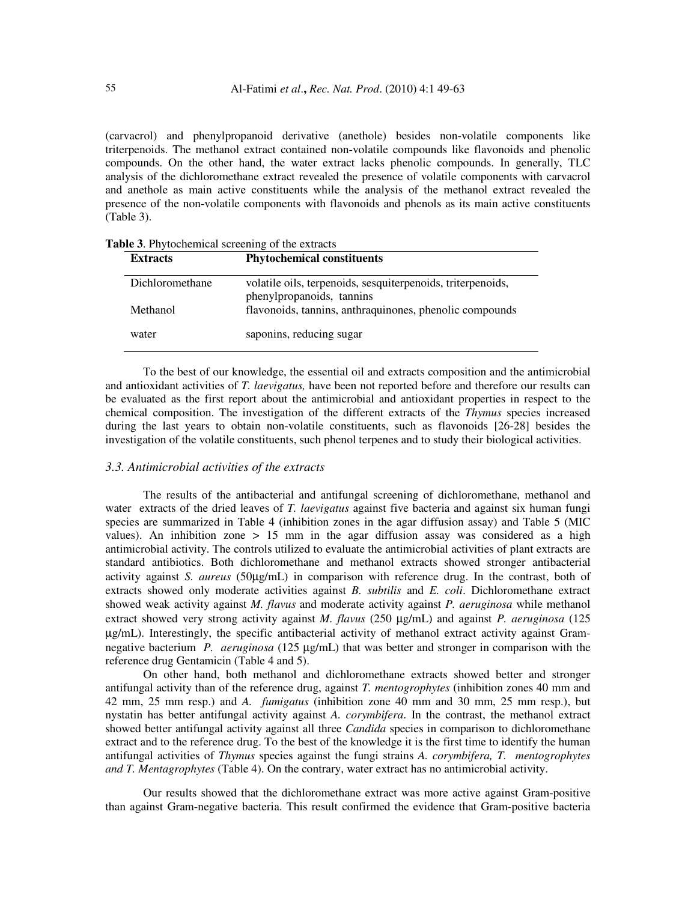(carvacrol) and phenylpropanoid derivative (anethole) besides non-volatile components like triterpenoids. The methanol extract contained non-volatile compounds like flavonoids and phenolic compounds. On the other hand, the water extract lacks phenolic compounds. In generally, TLC analysis of the dichloromethane extract revealed the presence of volatile components with carvacrol and anethole as main active constituents while the analysis of the methanol extract revealed the presence of the non-volatile components with flavonoids and phenols as its main active constituents (Table 3).

**Table 3**. Phytochemical screening of the extracts

| Extracts | Phytochemical constituents |
|---|---|
| Dichloromethane | volatile oils, terpenoids, sesquiterpenoids, triterpenoids, phenylpropanoids, tannins |
| Methanol | flavonoids, tannins, anthraquinones, phenolic compounds |
| water | saponins, reducing sugar |

To the best of our knowledge, the essential oil and extracts composition and the antimicrobial and antioxidant activities of *T. laevigatus,* have been not reported before and therefore our results can be evaluated as the first report about the antimicrobial and antioxidant properties in respect to the chemical composition. The investigation of the different extracts of the *Thymus* species increased during the last years to obtain non-volatile constituents, such as flavonoids [26-28] besides the investigation of the volatile constituents, such phenol terpenes and to study their biological activities.

### *3.3. Antimicrobial activities of the extracts*

The results of the antibacterial and antifungal screening of dichloromethane, methanol and water extracts of the dried leaves of *T. laevigatus* against five bacteria and against six human fungi species are summarized in Table 4 (inhibition zones in the agar diffusion assay) and Table 5 (MIC values). An inhibition zone > 15 mm in the agar diffusion assay was considered as a high antimicrobial activity. The controls utilized to evaluate the antimicrobial activities of plant extracts are standard antibiotics. Both dichloromethane and methanol extracts showed stronger antibacterial activity against *S. aureus* (50µg/mL) in comparison with reference drug. In the contrast, both of extracts showed only moderate activities against *B. subtilis* and *E. coli*. Dichloromethane extract showed weak activity against *M. flavus* and moderate activity against *P. aeruginosa* while methanol extract showed very strong activity against *M. flavus* (250 µg/mL) and against *P. aeruginosa* (125 µg/mL). Interestingly, the specific antibacterial activity of methanol extract activity against Gram-negative bacterium *P. aeruginosa* (125 µg/mL) that was better and stronger in comparison with the reference drug Gentamicin (Table 4 and 5).

On other hand, both methanol and dichloromethane extracts showed better and stronger antifungal activity than of the reference drug, against *T. mentogrophytes* (inhibition zones 40 mm and 42 mm, 25 mm resp.) and *A. fumigatus* (inhibition zone 40 mm and 30 mm, 25 mm resp.), but nystatin has better antifungal activity against *A. corymbifera*. In the contrast, the methanol extract showed better antifungal activity against all three *Candida* species in comparison to dichloromethane extract and to the reference drug. To the best of the knowledge it is the first time to identify the human antifungal activities of *Thymus* species against the fungi strains *A. corymbifera, T. mentogrophytes and T. Mentagrophytes* (Table 4). On the contrary, water extract has no antimicrobial activity.

Our results showed that the dichloromethane extract was more active against Gram-positive than against Gram-negative bacteria. This result confirmed the evidence that Gram-positive bacteria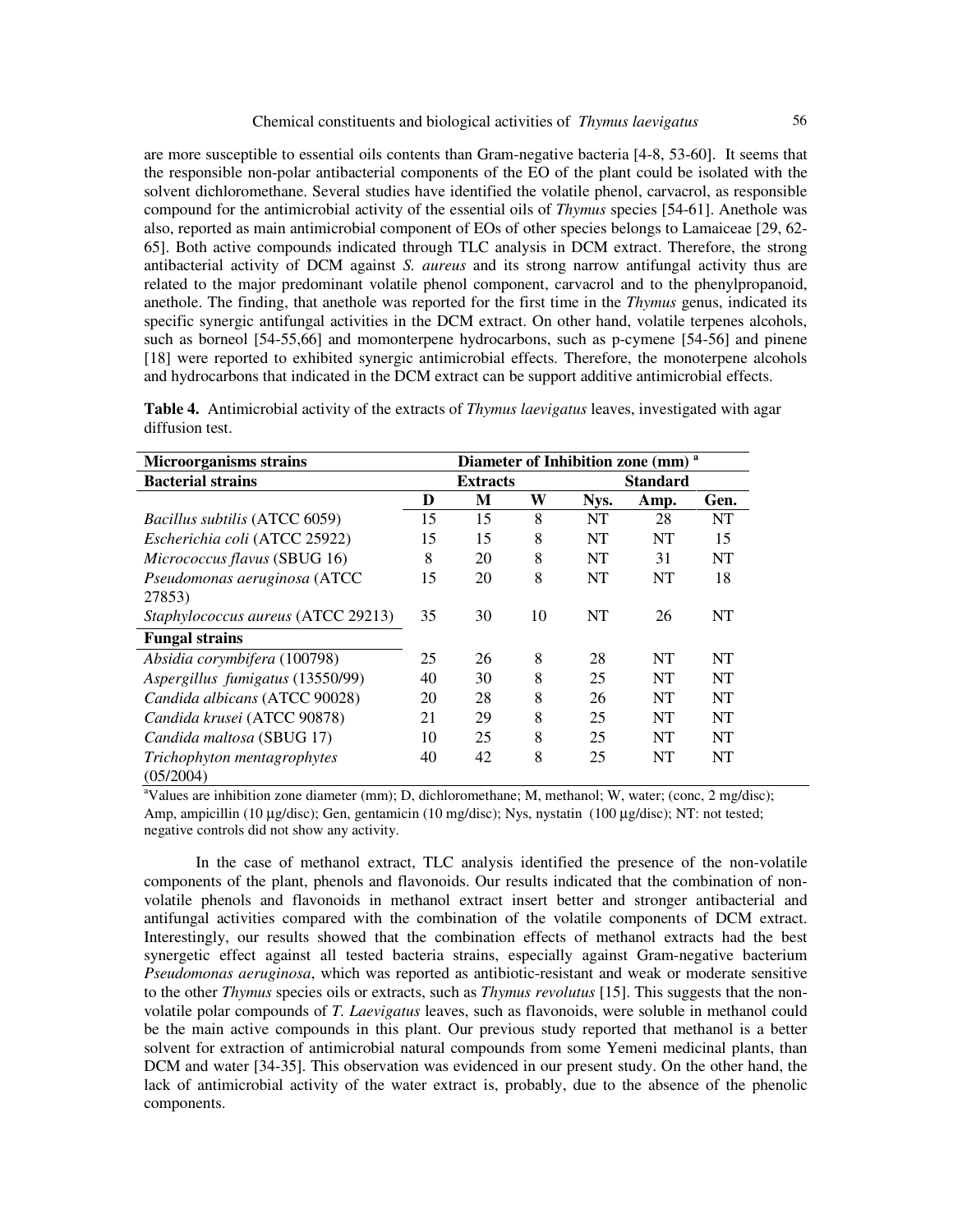are more susceptible to essential oils contents than Gram-negative bacteria [4-8, 53-60]. It seems that the responsible non-polar antibacterial components of the EO of the plant could be isolated with the solvent dichloromethane. Several studies have identified the volatile phenol, carvacrol, as responsible compound for the antimicrobial activity of the essential oils of *Thymus* species [54-61]. Anethole was also, reported as main antimicrobial component of EOs of other species belongs to Lamaiceae [29, 62-65]. Both active compounds indicated through TLC analysis in DCM extract. Therefore, the strong antibacterial activity of DCM against *S. aureus* and its strong narrow antifungal activity thus are related to the major predominant volatile phenol component, carvacrol and to the phenylpropanoid, anethole. The finding, that anethole was reported for the first time in the *Thymus* genus, indicated its specific synergic antifungal activities in the DCM extract. On other hand, volatile terpenes alcohols, such as borneol [54-55,66] and momonterpene hydrocarbons, such as p-cymene [54-56] and pinene [18] were reported to exhibited synergic antimicrobial effects. Therefore, the monoterpene alcohols and hydrocarbons that indicated in the DCM extract can be support additive antimicrobial effects.

**Table 4.** Antimicrobial activity of the extracts of *Thymus laevigatus* leaves, investigated with agar diffusion test.

| Microorganisms strains | Diameter of Inhibition zone (mm) [a] | | | | | |
|---|---|---|---|---|---|---|
| **Bacterial strains** | **Extracts** | | | **Standard** | | |
| | **D** | **M** | **W** | **Nys.** | **Amp.** | **Gen.** |
| *Bacillus subtilis* (ATCC 6059) | 15 | 15 | 8 | NT | 28 | NT |
| *Escherichia coli* (ATCC 25922) | 15 | 15 | 8 | NT | NT | 15 |
| *Micrococcus flavus* (SBUG 16) | 8 | 20 | 8 | NT | 31 | NT |
| *Pseudomonas aeruginosa* (ATCC 27853) | 15 | 20 | 8 | NT | NT | 18 |
| *Staphylococcus aureus* (ATCC 29213) | 35 | 30 | 10 | NT | 26 | NT |
| **Fungal strains** | | | | | | |
| *Absidia corymbifera* (100798) | 25 | 26 | 8 | 28 | NT | NT |
| *Aspergillus fumigatus* (13550/99) | 40 | 30 | 8 | 25 | NT | NT |
| *Candida albicans* (ATCC 90028) | 20 | 28 | 8 | 26 | NT | NT |
| *Candida krusei* (ATCC 90878) | 21 | 29 | 8 | 25 | NT | NT |
| *Candida maltosa* (SBUG 17) | 10 | 25 | 8 | 25 | NT | NT |
| *Trichophyton mentagrophytes* (05/2004) | 40 | 42 | 8 | 25 | NT | NT |

[a]Values are inhibition zone diameter (mm); D, dichloromethane; M, methanol; W, water; (conc, 2 mg/disc); Amp, ampicillin (10 µg/disc); Gen, gentamicin (10 mg/disc); Nys, nystatin (100 µg/disc); NT: not tested; negative controls did not show any activity.

In the case of methanol extract, TLC analysis identified the presence of the non-volatile components of the plant, phenols and flavonoids. Our results indicated that the combination of non-volatile phenols and flavonoids in methanol extract insert better and stronger antibacterial and antifungal activities compared with the combination of the volatile components of DCM extract. Interestingly, our results showed that the combination effects of methanol extracts had the best synergetic effect against all tested bacteria strains, especially against Gram-negative bacterium *Pseudomonas aeruginosa*, which was reported as antibiotic-resistant and weak or moderate sensitive to the other *Thymus* species oils or extracts, such as *Thymus revolutus* [15]. This suggests that the non-volatile polar compounds of *T. Laevigatus* leaves, such as flavonoids, were soluble in methanol could be the main active compounds in this plant. Our previous study reported that methanol is a better solvent for extraction of antimicrobial natural compounds from some Yemeni medicinal plants, than DCM and water [34-35]. This observation was evidenced in our present study. On the other hand, the lack of antimicrobial activity of the water extract is, probably, due to the absence of the phenolic components.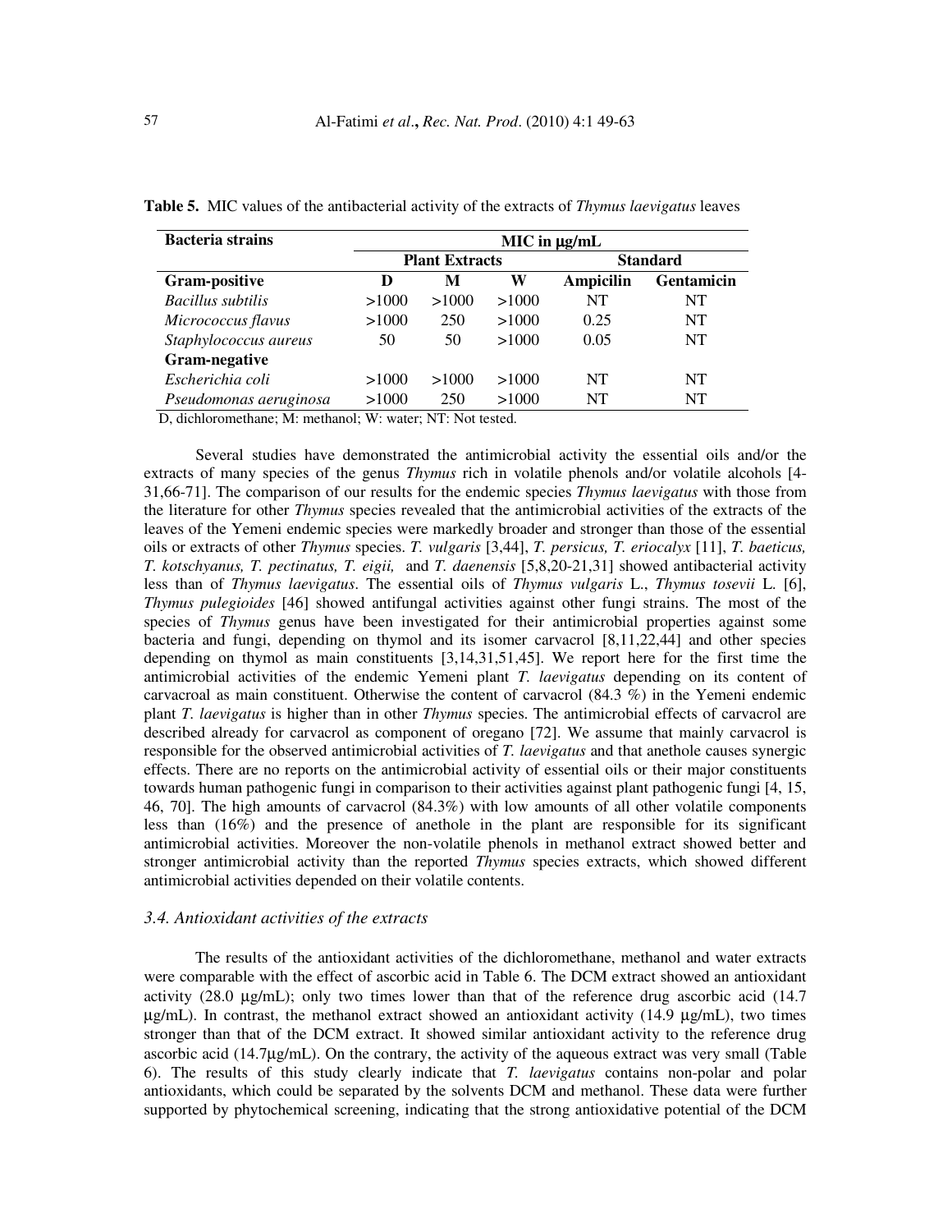**Table 5.** MIC values of the antibacterial activity of the extracts of *Thymus laevigatus* leaves

| Bacteria strains | MIC in µg/mL | | | | |
|---|---|---|---|---|---|
| | Plant Extracts | | | Standard | |
| **Gram-positive** | **D** | **M** | **W** | **Ampicilin** | **Gentamicin** |
| *Bacillus subtilis* | >1000 | >1000 | >1000 | NT | NT |
| *Micrococcus flavus* | >1000 | 250 | >1000 | 0.25 | NT |
| *Staphylococcus aureus* | 50 | 50 | >1000 | 0.05 | NT |
| **Gram-negative** | | | | | |
| *Escherichia coli* | >1000 | >1000 | >1000 | NT | NT |
| *Pseudomonas aeruginosa* | >1000 | 250 | >1000 | NT | NT |

D, dichloromethane; M: methanol; W: water; NT: Not tested.

Several studies have demonstrated the antimicrobial activity the essential oils and/or the extracts of many species of the genus *Thymus* rich in volatile phenols and/or volatile alcohols [4-31,66-71]. The comparison of our results for the endemic species *Thymus laevigatus* with those from the literature for other *Thymus* species revealed that the antimicrobial activities of the extracts of the leaves of the Yemeni endemic species were markedly broader and stronger than those of the essential oils or extracts of other *Thymus* species. *T. vulgaris* [3,44], *T. persicus, T. eriocalyx* [11], *T. baeticus, T. kotschyanus, T. pectinatus, T. eigii,* and *T. daenensis* [5,8,20-21,31] showed antibacterial activity less than of *Thymus laevigatus*. The essential oils of *Thymus vulgaris* L., *Thymus tosevii* L. [6], *Thymus pulegioides* [46] showed antifungal activities against other fungi strains. The most of the species of *Thymus* genus have been investigated for their antimicrobial properties against some bacteria and fungi, depending on thymol and its isomer carvacrol [8,11,22,44] and other species depending on thymol as main constituents [3,14,31,51,45]. We report here for the first time the antimicrobial activities of the endemic Yemeni plant *T. laevigatus* depending on its content of carvacroal as main constituent. Otherwise the content of carvacrol (84.3 %) in the Yemeni endemic plant *T. laevigatus* is higher than in other *Thymus* species. The antimicrobial effects of carvacrol are described already for carvacrol as component of oregano [72]. We assume that mainly carvacrol is responsible for the observed antimicrobial activities of *T. laevigatus* and that anethole causes synergic effects. There are no reports on the antimicrobial activity of essential oils or their major constituents towards human pathogenic fungi in comparison to their activities against plant pathogenic fungi [4, 15, 46, 70]. The high amounts of carvacrol (84.3%) with low amounts of all other volatile components less than (16%) and the presence of anethole in the plant are responsible for its significant antimicrobial activities. Moreover the non-volatile phenols in methanol extract showed better and stronger antimicrobial activity than the reported *Thymus* species extracts, which showed different antimicrobial activities depended on their volatile contents.

### *3.4. Antioxidant activities of the extracts*

The results of the antioxidant activities of the dichloromethane, methanol and water extracts were comparable with the effect of ascorbic acid in Table 6. The DCM extract showed an antioxidant activity (28.0 µg/mL); only two times lower than that of the reference drug ascorbic acid (14.7 µg/mL). In contrast, the methanol extract showed an antioxidant activity (14.9 µg/mL), two times stronger than that of the DCM extract. It showed similar antioxidant activity to the reference drug ascorbic acid (14.7µg/mL). On the contrary, the activity of the aqueous extract was very small (Table 6). The results of this study clearly indicate that *T. laevigatus* contains non-polar and polar antioxidants, which could be separated by the solvents DCM and methanol. These data were further supported by phytochemical screening, indicating that the strong antioxidative potential of the DCM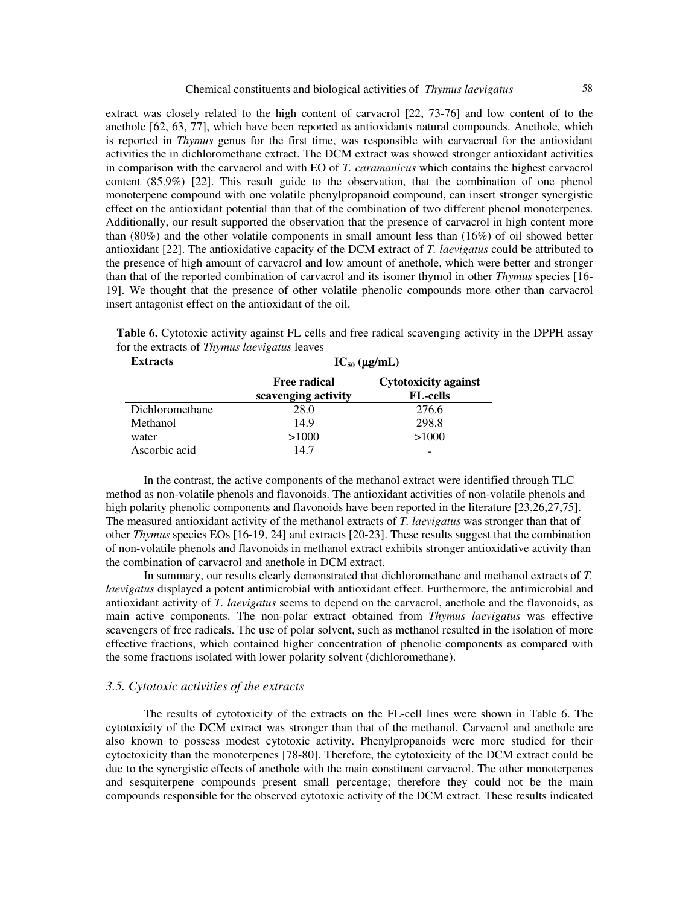extract was closely related to the high content of carvacrol [22, 73-76] and low content of to the anethole [62, 63, 77], which have been reported as antioxidants natural compounds. Anethole, which is reported in *Thymus* genus for the first time, was responsible with carvacroal for the antioxidant activities the in dichloromethane extract. The DCM extract was showed stronger antioxidant activities in comparison with the carvacrol and with EO of *T. caramanicus* which contains the highest carvacrol content (85.9%) [22]. This result guide to the observation, that the combination of one phenol monoterpene compound with one volatile phenylpropanoid compound, can insert stronger synergistic effect on the antioxidant potential than that of the combination of two different phenol monoterpenes. Additionally, our result supported the observation that the presence of carvacrol in high content more than (80%) and the other volatile components in small amount less than (16%) of oil showed better antioxidant [22]. The antioxidative capacity of the DCM extract of *T. laevigatus* could be attributed to the presence of high amount of carvacrol and low amount of anethole, which were better and stronger than that of the reported combination of carvacrol and its isomer thymol in other *Thymus* species [16-19]. We thought that the presence of other volatile phenolic compounds more other than carvacrol insert antagonist effect on the antioxidant of the oil.

**Table 6.** Cytotoxic activity against FL cells and free radical scavenging activity in the DPPH assay for the extracts of *Thymus laevigatus* leaves

| **Extracts** | **$IC_{50}$ (μg/mL)** | |
|---|---|---|
| | **Free radical scavenging activity** | **Cytotoxicity against FL-cells** |
| Dichloromethane | 28.0 | 276.6 |
| Methanol | 14.9 | 298.8 |
| water | >1000 | >1000 |
| Ascorbic acid | 14.7 | - |

In the contrast, the active components of the methanol extract were identified through TLC method as non-volatile phenols and flavonoids. The antioxidant activities of non-volatile phenols and high polarity phenolic components and flavonoids have been reported in the literature [23,26,27,75]. The measured antioxidant activity of the methanol extracts of *T. laevigatus* was stronger than that of other *Thymus* species EOs [16-19, 24] and extracts [20-23]. These results suggest that the combination of non-volatile phenols and flavonoids in methanol extract exhibits stronger antioxidative activity than the combination of carvacrol and anethole in DCM extract.

In summary, our results clearly demonstrated that dichloromethane and methanol extracts of *T. laevigatus* displayed a potent antimicrobial with antioxidant effect. Furthermore, the antimicrobial and antioxidant activity of *T. laevigatus* seems to depend on the carvacrol, anethole and the flavonoids, as main active components. The non-polar extract obtained from *Thymus laevigatus* was effective scavengers of free radicals. The use of polar solvent, such as methanol resulted in the isolation of more effective fractions, which contained higher concentration of phenolic components as compared with the some fractions isolated with lower polarity solvent (dichloromethane).

### *3.5. Cytotoxic activities of the extracts*

The results of cytotoxicity of the extracts on the FL-cell lines were shown in Table 6. The cytotoxicity of the DCM extract was stronger than that of the methanol. Carvacrol and anethole are also known to possess modest cytotoxic activity. Phenylpropanoids were more studied for their cytoctoxicity than the monoterpenes [78-80]. Therefore, the cytotoxicity of the DCM extract could be due to the synergistic effects of anethole with the main constituent carvacrol. The other monoterpenes and sesquiterpene compounds present small percentage; therefore they could not be the main compounds responsible for the observed cytotoxic activity of the DCM extract. These results indicated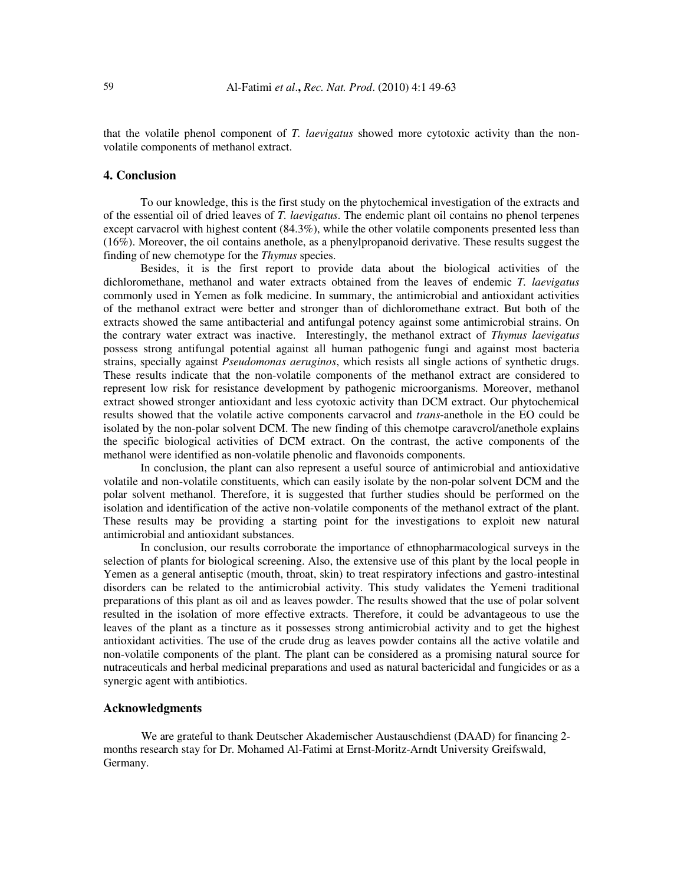that the volatile phenol component of *T. laevigatus* showed more cytotoxic activity than the non-volatile components of methanol extract.

## 4. Conclusion

To our knowledge, this is the first study on the phytochemical investigation of the extracts and of the essential oil of dried leaves of *T. laevigatus*. The endemic plant oil contains no phenol terpenes except carvacrol with highest content (84.3%), while the other volatile components presented less than (16%). Moreover, the oil contains anethole, as a phenylpropanoid derivative. These results suggest the finding of new chemotype for the *Thymus* species.

Besides, it is the first report to provide data about the biological activities of the dichloromethane, methanol and water extracts obtained from the leaves of endemic *T. laevigatus* commonly used in Yemen as folk medicine. In summary, the antimicrobial and antioxidant activities of the methanol extract were better and stronger than of dichloromethane extract. But both of the extracts showed the same antibacterial and antifungal potency against some antimicrobial strains. On the contrary water extract was inactive. Interestingly, the methanol extract of *Thymus laevigatus* possess strong antifungal potential against all human pathogenic fungi and against most bacteria strains, specially against *Pseudomonas aeruginos*, which resists all single actions of synthetic drugs. These results indicate that the non-volatile components of the methanol extract are considered to represent low risk for resistance development by pathogenic microorganisms. Moreover, methanol extract showed stronger antioxidant and less cyotoxic activity than DCM extract. Our phytochemical results showed that the volatile active components carvacrol and *trans*-anethole in the EO could be isolated by the non-polar solvent DCM. The new finding of this chemotpe caravcrol/anethole explains the specific biological activities of DCM extract. On the contrast, the active components of the methanol were identified as non-volatile phenolic and flavonoids components.

In conclusion, the plant can also represent a useful source of antimicrobial and antioxidative volatile and non-volatile constituents, which can easily isolate by the non-polar solvent DCM and the polar solvent methanol. Therefore, it is suggested that further studies should be performed on the isolation and identification of the active non-volatile components of the methanol extract of the plant. These results may be providing a starting point for the investigations to exploit new natural antimicrobial and antioxidant substances.

In conclusion, our results corroborate the importance of ethnopharmacological surveys in the selection of plants for biological screening. Also, the extensive use of this plant by the local people in Yemen as a general antiseptic (mouth, throat, skin) to treat respiratory infections and gastro-intestinal disorders can be related to the antimicrobial activity. This study validates the Yemeni traditional preparations of this plant as oil and as leaves powder. The results showed that the use of polar solvent resulted in the isolation of more effective extracts. Therefore, it could be advantageous to use the leaves of the plant as a tincture as it possesses strong antimicrobial activity and to get the highest antioxidant activities. The use of the crude drug as leaves powder contains all the active volatile and non-volatile components of the plant. The plant can be considered as a promising natural source for nutraceuticals and herbal medicinal preparations and used as natural bactericidal and fungicides or as a synergic agent with antibiotics.

## Acknowledgments

We are grateful to thank Deutscher Akademischer Austauschdienst (DAAD) for financing 2-months research stay for Dr. Mohamed Al-Fatimi at Ernst-Moritz-Arndt University Greifswald, Germany.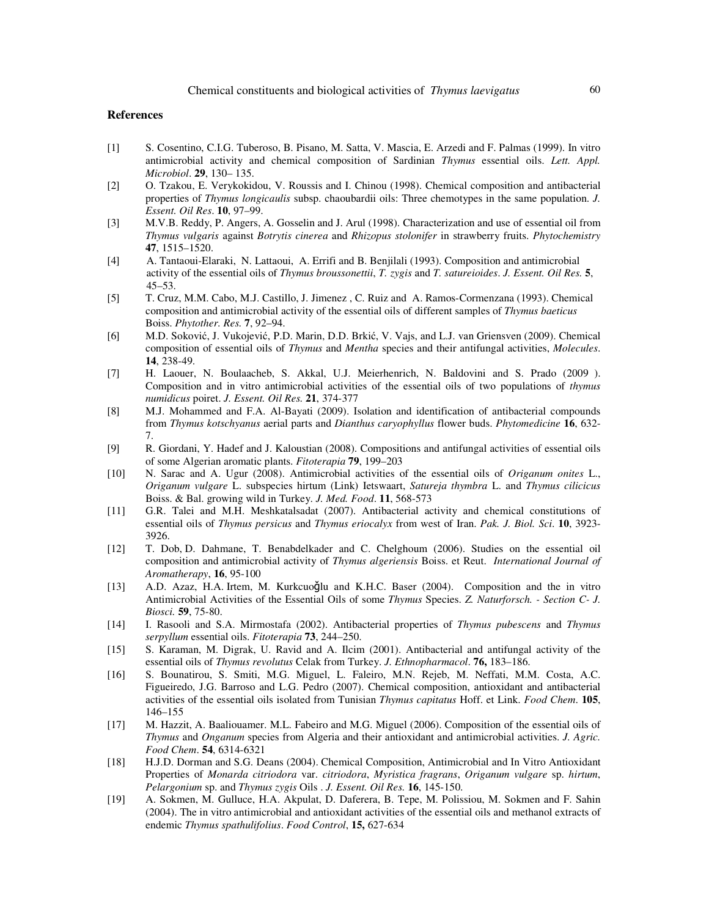## References

[1] S. Cosentino, C.I.G. Tuberoso, B. Pisano, M. Satta, V. Mascia, E. Arzedi and F. Palmas (1999). In vitro antimicrobial activity and chemical composition of Sardinian *Thymus* essential oils. *Lett. Appl. Microbiol*. **29**, 130– 135.

[2] O. Tzakou, E. Verykokidou, V. Roussis and I. Chinou (1998). Chemical composition and antibacterial properties of *Thymus longicaulis* subsp. chaoubardii oils: Three chemotypes in the same population. *J. Essent. Oil Res*. **10**, 97–99.

[3] M.V.B. Reddy, P. Angers, A. Gosselin and J. Arul (1998). Characterization and use of essential oil from *Thymus vulgaris* against *Botrytis cinerea* and *Rhizopus stolonifer* in strawberry fruits. *Phytochemistry* **47**, 1515–1520.

[4] A. Tantaoui-Elaraki, N. Lattaoui, A. Errifi and B. Benjilali (1993). Composition and antimicrobial activity of the essential oils of *Thymus broussonettii*, *T. zygis* and *T. satureioides*. *J. Essent. Oil Res.* **5**, 45–53.

[5] T. Cruz, M.M. Cabo, M.J. Castillo, J. Jimenez , C. Ruiz and A. Ramos-Cormenzana (1993). Chemical composition and antimicrobial activity of the essential oils of different samples of *Thymus baeticus* Boiss. *Phytother. Res.* **7**, 92–94.

[6] M.D. Soković, J. Vukojević, P.D. Marin, D.D. Brkić, V. Vajs, and L.J. van Griensven (2009). Chemical composition of essential oils of *Thymus* and *Mentha* species and their antifungal activities, *Molecules*. **14**, 238-49.

[7] H. Laouer, N. Boulaacheb, S. Akkal, U.J. Meierhenrich, N. Baldovini and S. Prado (2009 ). Composition and in vitro antimicrobial activities of the essential oils of two populations of *thymus numidicus* poiret. *J. Essent. Oil Res.* **21**, 374-377

[8] M.J. Mohammed and F.A. Al-Bayati (2009). Isolation and identification of antibacterial compounds from *Thymus kotschyanus* aerial parts and *Dianthus caryophyllus* flower buds. *Phytomedicine* **16**, 632-7.

[9] R. Giordani, Y. Hadef and J. Kaloustian (2008). Compositions and antifungal activities of essential oils of some Algerian aromatic plants. *Fitoterapia* **79**, 199–203

[10] N. Sarac and A. Ugur (2008). Antimicrobial activities of the essential oils of *Origanum onites* L., *Origanum vulgare* L. subspecies hirtum (Link) Ietswaart, *Satureja thymbra* L. and *Thymus cilicicus* Boiss. & Bal. growing wild in Turkey. *J. Med. Food*. **11**, 568-573

[11] G.R. Talei and M.H. Meshkatalsadat (2007). Antibacterial activity and chemical constitutions of essential oils of *Thymus persicus* and *Thymus eriocalyx* from west of Iran. *Pak. J. Biol. Sci*. **10**, 3923-3926.

[12] T. Dob, D. Dahmane, T. Benabdelkader and C. Chelghoum (2006). Studies on the essential oil composition and antimicrobial activity of *Thymus algeriensis* Boiss. et Reut. *International Journal of Aromatherapy*, **16**, 95-100

[13] A.D. Azaz, H.A. Irtem, M. Kurkcuoğlu and K.H.C. Baser (2004). Composition and the in vitro Antimicrobial Activities of the Essential Oils of some *Thymus* Species. *Z. Naturforsch. - Section C- J. Biosci.* **59**, 75-80.

[14] I. Rasooli and S.A. Mirmostafa (2002). Antibacterial properties of *Thymus pubescens* and *Thymus serpyllum* essential oils. *Fitoterapia* **73**, 244–250.

[15] S. Karaman, M. Digrak, U. Ravid and A. Ilcim (2001). Antibacterial and antifungal activity of the essential oils of *Thymus revolutus* Celak from Turkey. *J. Ethnopharmacol*. **76,** 183–186.

[16] S. Bounatirou, S. Smiti, M.G. Miguel, L. Faleiro, M.N. Rejeb, M. Neffati, M.M. Costa, A.C. Figueiredo, J.G. Barroso and L.G. Pedro (2007). Chemical composition, antioxidant and antibacterial activities of the essential oils isolated from Tunisian *Thymus capitatus* Hoff. et Link. *Food Chem*. **105**, 146–155

[17] M. Hazzit, A. Baaliouamer. M.L. Fabeiro and M.G. Miguel (2006). Composition of the essential oils of *Thymus* and *Onganum* species from Algeria and their antioxidant and antimicrobial activities. *J. Agric. Food Chem*. **54**, 6314-6321

[18] H.J.D. Dorman and S.G. Deans (2004). Chemical Composition, Antimicrobial and In Vitro Antioxidant Properties of *Monarda citriodora* var. *citriodora*, *Myristica fragrans*, *Origanum vulgare* sp. *hirtum*, *Pelargonium* sp. and *Thymus zygis* Oils . *J. Essent. Oil Res.* **16**, 145-150.

[19] A. Sokmen, M. Gulluce, H.A. Akpulat, D. Daferera, B. Tepe, M. Polissiou, M. Sokmen and F. Sahin (2004). The in vitro antimicrobial and antioxidant activities of the essential oils and methanol extracts of endemic *Thymus spathulifolius*. *Food Control*, **15,** 627-634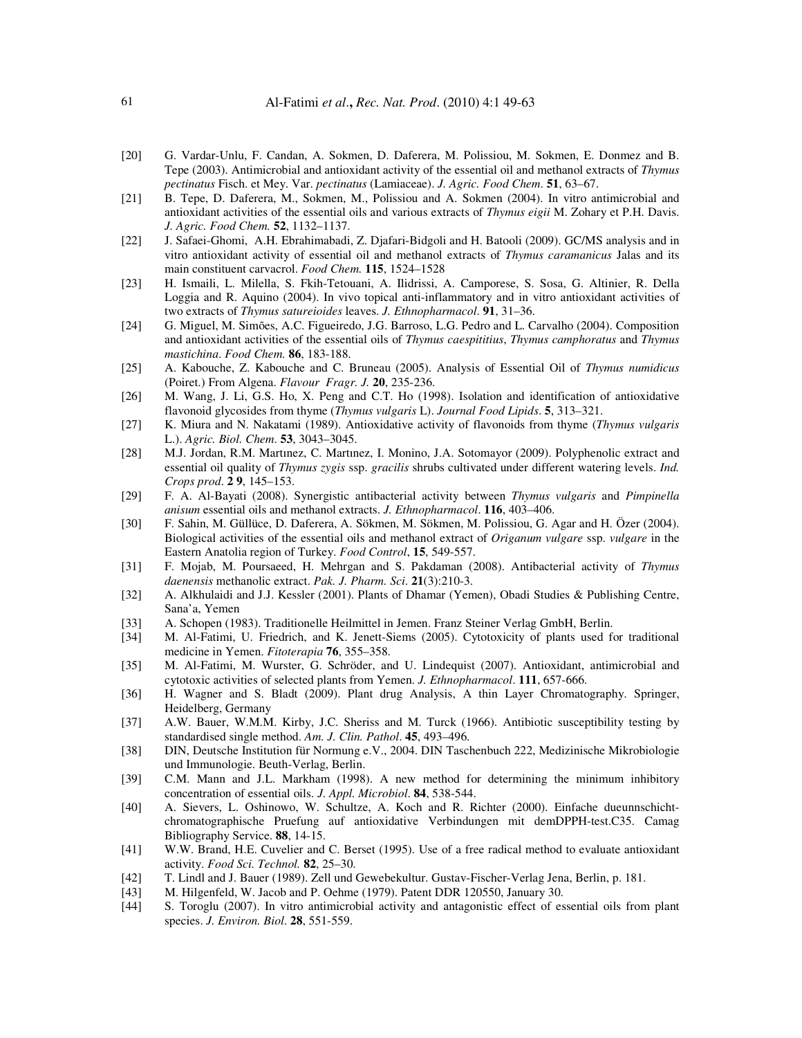[20] G. Vardar-Unlu, F. Candan, A. Sokmen, D. Daferera, M. Polissiou, M. Sokmen, E. Donmez and B. Tepe (2003). Antimicrobial and antioxidant activity of the essential oil and methanol extracts of *Thymus pectinatus* Fisch. et Mey. Var. *pectinatus* (Lamiaceae). *J. Agric. Food Chem*. **51**, 63–67.

[21] B. Tepe, D. Daferera, M., Sokmen, M., Polissiou and A. Sokmen (2004). In vitro antimicrobial and antioxidant activities of the essential oils and various extracts of *Thymus eigii* M. Zohary et P.H. Davis. *J. Agric. Food Chem.* **52**, 1132–1137.

[22] J. Safaei-Ghomi, A.H. Ebrahimabadi, Z. Djafari-Bidgoli and H. Batooli (2009). GC/MS analysis and in vitro antioxidant activity of essential oil and methanol extracts of *Thymus caramanicus* Jalas and its main constituent carvacrol. *Food Chem.* **115**, 1524–1528

[23] H. Ismaili, L. Milella, S. Fkih-Tetouani, A. Ilidrissi, A. Camporese, S. Sosa, G. Altinier, R. Della Loggia and R. Aquino (2004). In vivo topical anti-inflammatory and in vitro antioxidant activities of two extracts of *Thymus satureioides* leaves. *J. Ethnopharmacol*. **91**, 31–36.

[24] G. Miguel, M. Simões, A.C. Figueiredo, J.G. Barroso, L.G. Pedro and L. Carvalho (2004). Composition and antioxidant activities of the essential oils of *Thymus caespititius*, *Thymus camphoratus* and *Thymus mastichina*. *Food Chem.* **86**, 183-188.

[25] A. Kabouche, Z. Kabouche and C. Bruneau (2005). Analysis of Essential Oil of *Thymus numidicus* (Poiret.) From Algena. *Flavour Fragr. J.* **20**, 235-236.

[26] M. Wang, J. Li, G.S. Ho, X. Peng and C.T. Ho (1998). Isolation and identification of antioxidative flavonoid glycosides from thyme (*Thymus vulgaris* L). *Journal Food Lipids*. **5**, 313–321.

[27] K. Miura and N. Nakatami (1989). Antioxidative activity of flavonoids from thyme (*Thymus vulgaris* L.). *Agric. Biol. Chem*. **53**, 3043–3045.

[28] M.J. Jordan, R.M. Martınez, C. Martınez, I. Monino, J.A. Sotomayor (2009). Polyphenolic extract and essential oil quality of *Thymus zygis* ssp. *gracilis* shrubs cultivated under different watering levels. *Ind. Crops prod*. **2 9**, 145–153.

[29] F. A. Al-Bayati (2008). Synergistic antibacterial activity between *Thymus vulgaris* and *Pimpinella anisum* essential oils and methanol extracts. *J. Ethnopharmacol*. **116**, 403–406.

[30] F. Sahin, M. Güllüce, D. Daferera, A. Sökmen, M. Sökmen, M. Polissiou, G. Agar and H. Özer (2004). Biological activities of the essential oils and methanol extract of *Origanum vulgare* ssp. *vulgare* in the Eastern Anatolia region of Turkey. *Food Control*, **15**, 549-557.

[31] F. Mojab, M. Poursaeed, H. Mehrgan and S. Pakdaman (2008). Antibacterial activity of *Thymus daenensis* methanolic extract. *Pak. J. Pharm. Sci*. **21**(3):210-3.

[32] A. Alkhulaidi and J.J. Kessler (2001). Plants of Dhamar (Yemen), Obadi Studies & Publishing Centre, Sana'a, Yemen

[33] A. Schopen (1983). Traditionelle Heilmittel in Jemen. Franz Steiner Verlag GmbH, Berlin.

[34] M. Al-Fatimi, U. Friedrich, and K. Jenett-Siems (2005). Cytotoxicity of plants used for traditional medicine in Yemen. *Fitoterapia* **76**, 355–358.

[35] M. Al-Fatimi, M. Wurster, G. Schröder, and U. Lindequist (2007). Antioxidant, antimicrobial and cytotoxic activities of selected plants from Yemen. *J. Ethnopharmacol*. **111**, 657-666.

[36] H. Wagner and S. Bladt (2009). Plant drug Analysis, A thin Layer Chromatography. Springer, Heidelberg, Germany

[37] A.W. Bauer, W.M.M. Kirby, J.C. Sheriss and M. Turck (1966). Antibiotic susceptibility testing by standardised single method. *Am. J. Clin. Pathol*. **45**, 493–496.

[38] DIN, Deutsche Institution für Normung e.V., 2004. DIN Taschenbuch 222, Medizinische Mikrobiologie und Immunologie. Beuth-Verlag, Berlin.

[39] C.M. Mann and J.L. Markham (1998). A new method for determining the minimum inhibitory concentration of essential oils. *J. Appl. Microbiol*. **84**, 538-544.

[40] A. Sievers, L. Oshinowo, W. Schultze, A. Koch and R. Richter (2000). Einfache dueunnschicht-chromatographische Pruefung auf antioxidative Verbindungen mit demDPPH-test.C35. Camag Bibliography Service. **88**, 14-15.

[41] W.W. Brand, H.E. Cuvelier and C. Berset (1995). Use of a free radical method to evaluate antioxidant activity. *Food Sci. Technol.* **82**, 25–30.

[42] T. Lindl and J. Bauer (1989). Zell und Gewebekultur. Gustav-Fischer-Verlag Jena, Berlin, p. 181.

[43] M. Hilgenfeld, W. Jacob and P. Oehme (1979). Patent DDR 120550, January 30.

[44] S. Toroglu (2007). In vitro antimicrobial activity and antagonistic effect of essential oils from plant species. *J. Environ. Biol*. **28**, 551-559.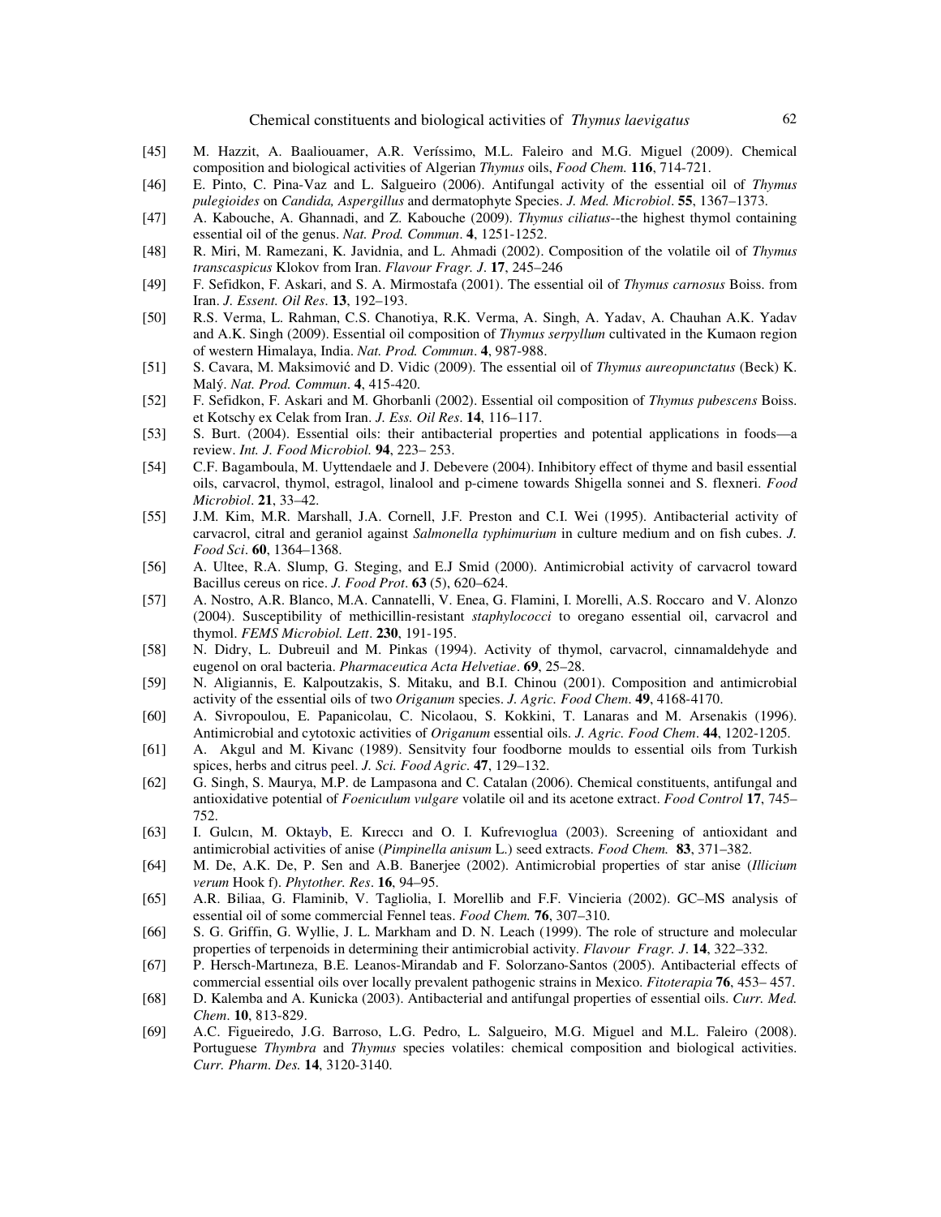[45] M. Hazzit, A. Baaliouamer, A.R. Veríssimo, M.L. Faleiro and M.G. Miguel (2009). Chemical composition and biological activities of Algerian *Thymus* oils, *Food Chem.* **116**, 714-721.

[46] E. Pinto, C. Pina-Vaz and L. Salgueiro (2006). Antifungal activity of the essential oil of *Thymus pulegioides* on *Candida, Aspergillus* and dermatophyte Species. *J. Med. Microbiol*. **55**, 1367–1373.

[47] A. Kabouche, A. Ghannadi, and Z. Kabouche (2009). *Thymus ciliatus*--the highest thymol containing essential oil of the genus. *Nat. Prod. Commun*. **4**, 1251-1252.

[48] R. Miri, M. Ramezani, K. Javidnia, and L. Ahmadi (2002). Composition of the volatile oil of *Thymus transcaspicus* Klokov from Iran. *Flavour Fragr. J*. **17**, 245–246

[49] F. Sefidkon, F. Askari, and S. A. Mirmostafa (2001). The essential oil of *Thymus carnosus* Boiss. from Iran. *J. Essent. Oil Res*. **13**, 192–193.

[50] R.S. Verma, L. Rahman, C.S. Chanotiya, R.K. Verma, A. Singh, A. Yadav, A. Chauhan A.K. Yadav and A.K. Singh (2009). Essential oil composition of *Thymus serpyllum* cultivated in the Kumaon region of western Himalaya, India. *Nat. Prod. Commun*. **4**, 987-988.

[51] S. Cavara, M. Maksimović and D. Vidic (2009). The essential oil of *Thymus aureopunctatus* (Beck) K. Malý. *Nat. Prod. Commun*. **4**, 415-420.

[52] F. Sefidkon, F. Askari and M. Ghorbanli (2002). Essential oil composition of *Thymus pubescens* Boiss. et Kotschy ex Celak from Iran. *J. Ess. Oil Res*. **14**, 116–117.

[53] S. Burt. (2004). Essential oils: their antibacterial properties and potential applications in foods—a review. *Int. J. Food Microbiol.* **94**, 223– 253.

[54] C.F. Bagamboula, M. Uyttendaele and J. Debevere (2004). Inhibitory effect of thyme and basil essential oils, carvacrol, thymol, estragol, linalool and p-cimene towards Shigella sonnei and S. flexneri. *Food Microbiol*. **21**, 33–42.

[55] J.M. Kim, M.R. Marshall, J.A. Cornell, J.F. Preston and C.I. Wei (1995). Antibacterial activity of carvacrol, citral and geraniol against *Salmonella typhimurium* in culture medium and on fish cubes. *J. Food Sci*. **60**, 1364–1368.

[56] A. Ultee, R.A. Slump, G. Steging, and E.J Smid (2000). Antimicrobial activity of carvacrol toward Bacillus cereus on rice. *J. Food Prot*. **63** (5), 620–624.

[57] A. Nostro, A.R. Blanco, M.A. Cannatelli, V. Enea, G. Flamini, I. Morelli, A.S. Roccaro and V. Alonzo (2004). Susceptibility of methicillin-resistant *staphylococci* to oregano essential oil, carvacrol and thymol. *FEMS Microbiol. Lett*. **230**, 191-195.

[58] N. Didry, L. Dubreuil and M. Pinkas (1994). Activity of thymol, carvacrol, cinnamaldehyde and eugenol on oral bacteria. *Pharmaceutica Acta Helvetiae*. **69**, 25–28.

[59] N. Aligiannis, E. Kalpoutzakis, S. Mitaku, and B.I. Chinou (2001). Composition and antimicrobial activity of the essential oils of two *Origanum* species. *J. Agric. Food Chem*. **49**, 4168-4170.

[60] A. Sivropoulou, E. Papanicolau, C. Nicolaou, S. Kokkini, T. Lanaras and M. Arsenakis (1996). Antimicrobial and cytotoxic activities of *Origanum* essential oils. *J. Agric. Food Chem*. **44**, 1202-1205.

[61] A. Akgul and M. Kivanc (1989). Sensitvity four foodborne moulds to essential oils from Turkish spices, herbs and citrus peel. *J. Sci. Food Agric*. **47**, 129–132.

[62] G. Singh, S. Maurya, M.P. de Lampasona and C. Catalan (2006). Chemical constituents, antifungal and antioxidative potential of *Foeniculum vulgare* volatile oil and its acetone extract. *Food Control* **17**, 745–752.

[63] I. Gulcın, M. Oktayb, E. Kıreccı and O. I. Kufrevıoglua (2003). Screening of antioxidant and antimicrobial activities of anise (*Pimpinella anisum* L.) seed extracts. *Food Chem.* **83**, 371–382.

[64] M. De, A.K. De, P. Sen and A.B. Banerjee (2002). Antimicrobial properties of star anise (*Illicium verum* Hook f). *Phytother. Res*. **16**, 94–95.

[65] A.R. Biliaa, G. Flaminib, V. Tagliolia, I. Morellib and F.F. Vincieria (2002). GC–MS analysis of essential oil of some commercial Fennel teas. *Food Chem.* **76**, 307–310.

[66] S. G. Griffin, G. Wyllie, J. L. Markham and D. N. Leach (1999). The role of structure and molecular properties of terpenoids in determining their antimicrobial activity. *Flavour Fragr. J*. **14**, 322–332.

[67] P. Hersch-Martıneza, B.E. Leanos-Mirandab and F. Solorzano-Santos (2005). Antibacterial effects of commercial essential oils over locally prevalent pathogenic strains in Mexico. *Fitoterapia* **76**, 453– 457.

[68] D. Kalemba and A. Kunicka (2003). Antibacterial and antifungal properties of essential oils. *Curr. Med. Chem*. **10**, 813-829.

[69] A.C. Figueiredo, J.G. Barroso, L.G. Pedro, L. Salgueiro, M.G. Miguel and M.L. Faleiro (2008). Portuguese *Thymbra* and *Thymus* species volatiles: chemical composition and biological activities. *Curr. Pharm. Des.* **14**, 3120-3140.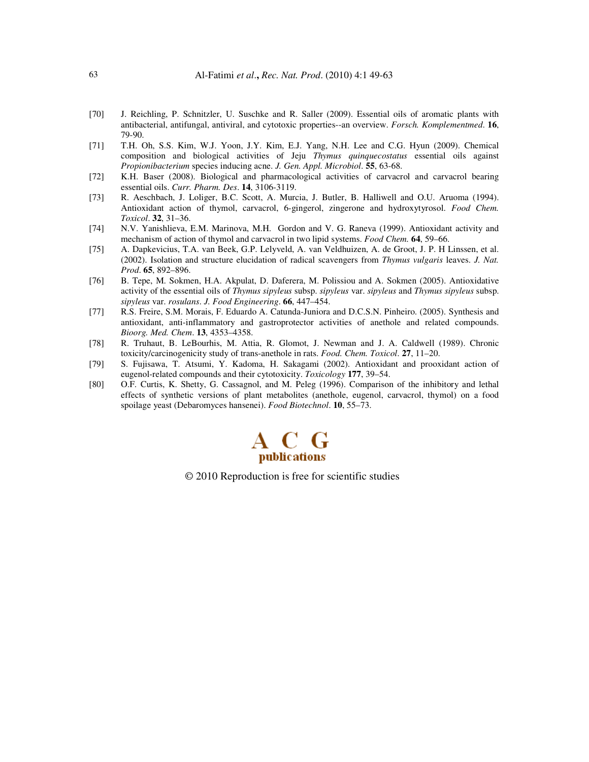[70] J. Reichling, P. Schnitzler, U. Suschke and R. Saller (2009). Essential oils of aromatic plants with antibacterial, antifungal, antiviral, and cytotoxic properties--an overview. *Forsch. Komplementmed*. **16**, 79-90.

[71] T.H. Oh, S.S. Kim, W.J. Yoon, J.Y. Kim, E.J. Yang, N.H. Lee and C.G. Hyun (2009). Chemical composition and biological activities of Jeju *Thymus quinquecostatus* essential oils against *Propionibacterium* species inducing acne. *J. Gen. Appl. Microbiol*. **55**, 63-68.

[72] K.H. Baser (2008). Biological and pharmacological activities of carvacrol and carvacrol bearing essential oils. *Curr. Pharm. Des*. **14**, 3106-3119.

[73] R. Aeschbach, J. Loliger, B.C. Scott, A. Murcia, J. Butler, B. Halliwell and O.U. Aruoma (1994). Antioxidant action of thymol, carvacrol, 6-gingerol, zingerone and hydroxytyrosol. *Food Chem. Toxicol*. **32**, 31–36.

[74] N.V. Yanishlieva, E.M. Marinova, M.H. Gordon and V. G. Raneva (1999). Antioxidant activity and mechanism of action of thymol and carvacrol in two lipid systems. *Food Chem.* **64**, 59–66.

[75] A. Dapkevicius, T.A. van Beek, G.P. Lelyveld, A. van Veldhuizen, A. de Groot, J. P. H Linssen, et al. (2002). Isolation and structure elucidation of radical scavengers from *Thymus vulgaris* leaves. *J. Nat. Prod*. **65**, 892–896.

[76] B. Tepe, M. Sokmen, H.A. Akpulat, D. Daferera, M. Polissiou and A. Sokmen (2005). Antioxidative activity of the essential oils of *Thymus sipyleus* subsp. *sipyleus* var. *sipyleus* and *Thymus sipyleus* subsp. *sipyleus* var. *rosulans*. *J. Food Engineering*. **66**, 447–454.

[77] R.S. Freire, S.M. Morais, F. Eduardo A. Catunda-Juniora and D.C.S.N. Pinheiro. (2005). Synthesis and antioxidant, anti-inflammatory and gastroprotector activities of anethole and related compounds. *Bioorg. Med. Chem*. **13**, 4353–4358.

[78] R. Truhaut, B. LeBourhis, M. Attia, R. Glomot, J. Newman and J. A. Caldwell (1989). Chronic toxicity/carcinogenicity study of trans-anethole in rats. *Food. Chem. Toxicol*. **27**, 11–20.

[79] S. Fujisawa, T. Atsumi, Y. Kadoma, H. Sakagami (2002). Antioxidant and prooxidant action of eugenol-related compounds and their cytotoxicity. *Toxicology* **177**, 39–54.

[80] O.F. Curtis, K. Shetty, G. Cassagnol, and M. Peleg (1996). Comparison of the inhibitory and lethal effects of synthetic versions of plant metabolites (anethole, eugenol, carvacrol, thymol) on a food spoilage yeast (Debaromyces hansenei). *Food Biotechnol*. **10**, 55–73.

A C G
publications

© 2010 Reproduction is free for scientific studies